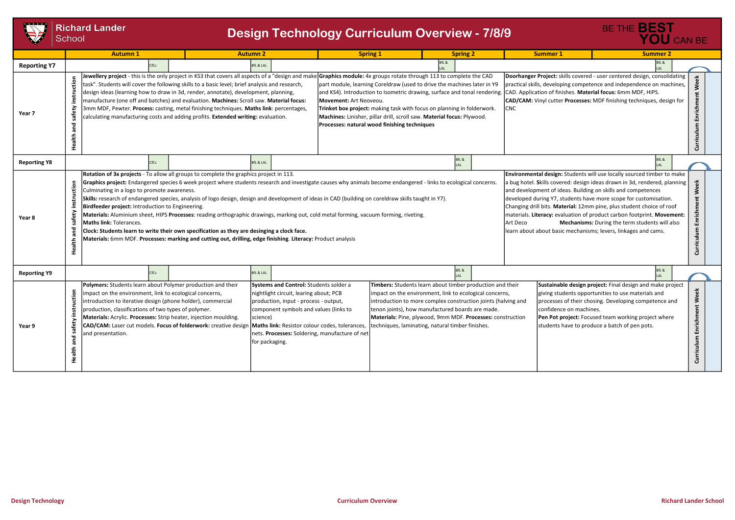# Richard Lander School

## Design Technology Curriculum Overview - 7/8/9

BE THE BEST YOU CAN BE

| | Autumn 1 | Autumn 2 | Spring 1 | Spring 2 | Summer 1 | Summer 2 |
|---|---|---|---|---|---|---|
| **Reporting Y7** | CfCs | BfL & LAL | | BfL & LAL | | BfL & LAL |
| **Year 7** | Health and safety instruction. **Jewellery project** - this is the only project in KS3 that covers all aspects of a "design and make task". Students will cover the following skills to a basic level; brief analysis and research, design ideas (learning how to draw in 3d, render, annotate), development, planning, manufacture (one off and batches) and evaluation. **Machines:** Scroll saw. **Material focus:** 3mm MDF, Pewter. **Process:** casting, metal finishing techniques. **Maths link:** percentages, calculating manufacturing costs and adding profits. **Extended writing:** evaluation. | | **Graphics module:** 4x groups rotate through 113 to complete the CAD part module, learning Coreldraw (used to drive the machines later in Y9 and KS4). Introduction to Isometric drawing, surface and tonal rendering. **Movement:** Art Neoveou. **Trinket box project:** making task with focus on planning in folderwork. **Machines:** Linisher, pillar drill, scroll saw. **Material focus:** Plywood. **Processes: natural wood finishing techniques** | | **Doorhanger Project:** skills covered - user centered design, consolidating practical skills, developing competence and independence on machines, CAD. Application of finishes. **Material focus:** 6mm MDF, HIPS. **CAD/CAM:** Vinyl cutter **Processes:** MDF finishing techniques, design for CNC | Curriculum Enrichment Week |
| **Reporting Y8** | CfCs | BfL & LAL | | BfL & LAL | | BfL & LAL |
| **Year 8** | Health and safety instruction. **Rotation of 3x projects** - To allow all groups to complete the graphics project in 113. **Graphics project:** Endangered species 6 week project where students research and investigate causes why animals become endangered - links to ecological concerns. Culminating in a logo to promote awareness. **Skills:** research of endangered species, analysis of logo design, design and development of ideas in CAD (building on coreldraw skills taught in Y7). **Birdfeeder project:** Introduction to Engineering. **Materials:** Aluminium sheet, HIPS **Processes**: reading orthographic drawings, marking out, cold metal forming, vacuum forming, riveting. **Maths link:** Tolerances. **Clock: Students learn to write their own specification as they are desinging a clock face.** **Materials:** 6mm MDF. **Processes: marking and cutting out, drilling, edge finishing**. **Literacy:** Product analysis | | | | **Environmental design:** Students will use locally sourced timber to make a bug hotel. **S**kills covered: design ideas drawn in 3d, rendered, planning and development of ideas. Building on skills and competences developed during Y7, students have more scope for customisation. Changing drill bits. **Material:** 12mm pine, plus student choice of roof materials. **Literacy:** evaluation of product carbon footprint. **Movement:** Art Deco **Mechanisms:** During the term students will also learn about about basic mechanisms; levers, linkages and cams. | Curriculum Enrichment Week |
| **Reporting Y9** | CfCs | BfL & LAL | | BfL & LAL | | BfL & LAL |
| **Year 9** | Health and safety instruction. **Polymers:** Students learn about Polymer production and their impact on the environment, link to ecological concerns, introduction to iterative design (phone holder), commercial production, classifications of two types of polymer. **Materials:** Acrylic. **Processes:** Strip heater, injection moulding. **CAD/CAM:** Laser cut models. **Focus of folderwork:** creative design and presentation. | **Systems and Control:** Students solder a nightlight circuit, learing about; PCB production, input - process - output, component symbols and values (links to science) **Maths link:** Resistor colour codes, tolerances, nets. **Processes:** Soldering, manufacture of net for packaging. | **Timbers:** Students learn about timber production and their impact on the environment, link to ecological concerns, introduction to more complex construction joints (halving and tenon joints), how manufactured boards are made. **Materials:** Pine, plywood, 9mm MDF. **Processes:** construction techniques, laminating, natural timber finishes. | | **Sustainable design project:** Final design and make project giving students opportunities to use materials and processes of their chosing. Developing competence and confidence on machines. **Pen Pot project:** Focused team working project where students have to produce a batch of pen pots. | Curriculum Enrichment Week |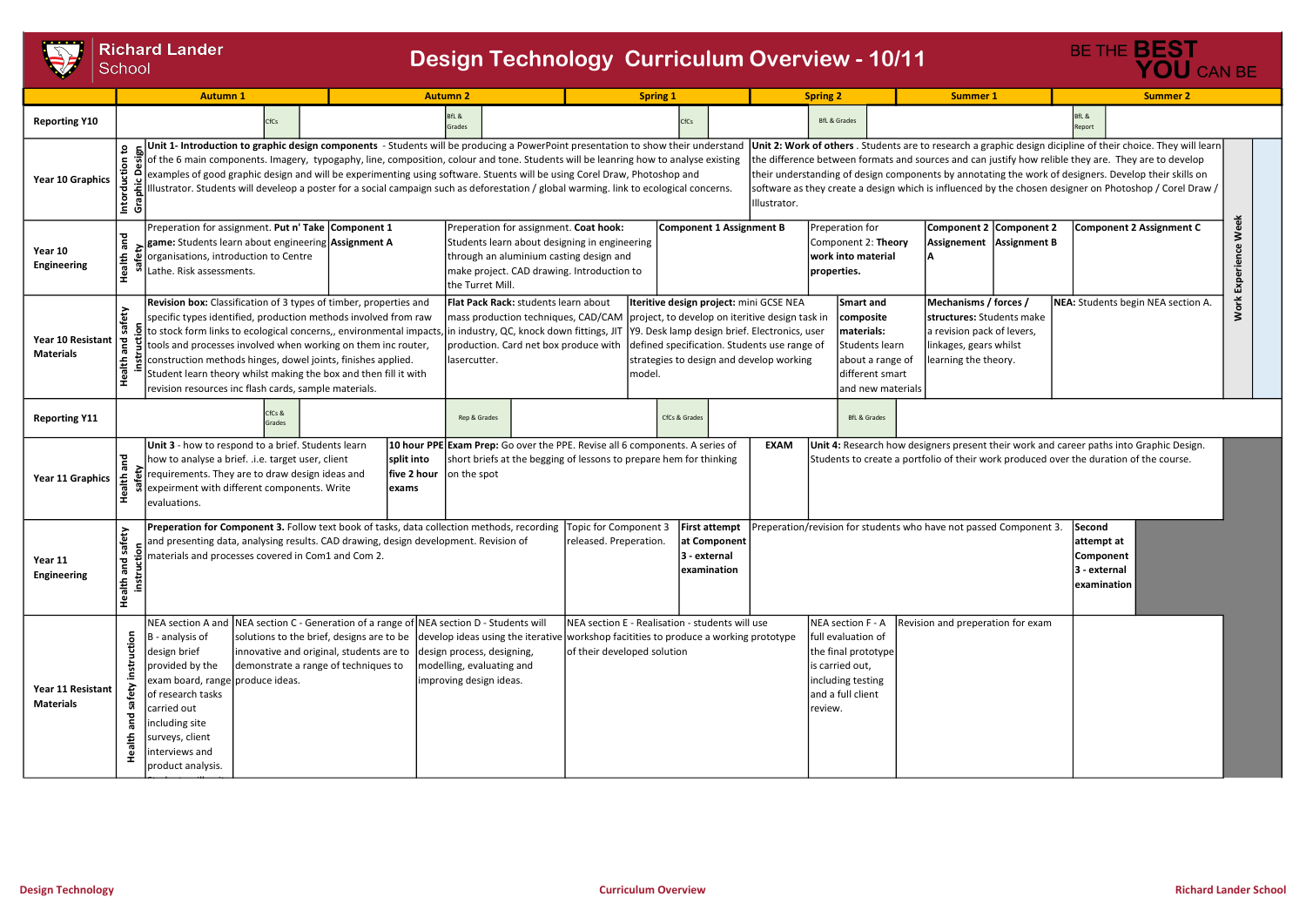# Richard Lander School

## Design Technology Curriculum Overview - 10/11

BE THE BEST YOU CAN BE

| | | Autumn 1 | Autumn 2 | Spring 1 | Spring 2 | Summer 1 | Summer 2 | |
|---|---|---|---|---|---|---|---|---|
| Reporting Y10 | | CfCs | BfL & Grades | CfCs | BfL & Grades | | BfL & Report | |
| Year 10 Graphics | Introduction to Graphic Design | **Unit 1- Introduction to graphic design components** - Students will be producing a PowerPoint presentation to show their understand of the 6 main components. Imagery, typogaphy, line, composition, colour and tone. Students will be leanring how to analyse existing examples of good graphic design and will be experimenting using software. Students will be using Corel Draw, Photoshop and Illustrator. Students will develeop a poster for a social campaign such as deforestation / global warming. link to ecological concerns. | | **Unit 2: Work of others** . Students are to research a graphic design dicipline of their choice. They will learn the difference between formats and sources and can justify how relible they are. They are to develop their understanding of design components by annotating the work of designers. Develop their skills on software as they create a design which is influenced by the chosen designer on Photoshop / Corel Draw / Illustrator. | | | | Work Experience Week |
| Year 10 Engineering | Health and safety | Preperation for assignment. **Put n' Take game:** Students learn about engineering organisations, introduction to Centre Lathe. Risk assessments. **Component 1 Assignment A** | Preperation for assignment. **Coat hook:** Students learn about designing in engineering through an aluminium casting design and make project. CAD drawing. Introduction to the Turret Mill. | **Component 1 Assignment B** | Preperation for Component 2: **Theory work into material properties.** | **Component 2 Assignement A** / **Component 2 Assignment B** | **Component 2 Assignment C** | |
| Year 10 Resistant Materials | Health and safety instruction | **Revision box:** Classification of 3 types of timber, properties and specific types identified, production methods involved from raw to stock form links to ecological concerns,, environmental impacts, tools and processes involved when working on them inc router, construction methods hinges, dowel joints, finishes applied. Student learn theory whilst making the box and then fill it with revision resources inc flash cards, sample materials. | **Flat Pack Rack:** students learn about mass production techniques, CAD/CAM in industry, QC, knock down fittings, JIT production. Card net box produce with lasercutter. | **Iteritive design project:** mini GCSE NEA project, to develop on iteritive design task in Y9. Desk lamp design brief. Electronics, user defined specification. Students use range of strategies to design and develop working model. | **Smart and composite materials:** Students learn about a range of different smart and new materials | **Mechanisms / forces / structures:** Students make a revision pack of levers, linkages, gears whilst learning the theory. | **NEA:** Students begin NEA section A. | |
| Reporting Y11 | | CfCs & Grades | Rep & Grades | CfCs & Grades | BfL & Grades | | | |
| Year 11 Graphics | Health and safety | **Unit 3** - how to respond to a brief. Students learn how to analyse a brief. .i.e. target user, client requirements. They are to draw design ideas and experiment with different components. Write evaluations. **10 hour PPE split into five 2 hour exams** | **Exam Prep:** Go over the PPE. Revise all 6 components. A series of short briefs at the begging of lessons to prepare hem for thinking on the spot | | **EXAM** / **Unit 4:** Research how designers present their work and career paths into Graphic Design. Students to create a portfolio of their work produced over the duration of the course. | | | |
| Year 11 Engineering | Health and safety instruction | **Preparation for Component 3.** Follow text book of tasks, data collection methods, recording and presenting data, analysing results. CAD drawing, design development. Revision of materials and processes covered in Com1 and Com 2. | | Topic for Component 3 released. Preparation. **First attempt at Component 3 - external examination** | Preparation/revision for students who have not passed Component 3. | | **Second attempt at Component 3 - external examination** | |
| Year 11 Resistant Materials | Health and safety instruction | NEA section A and B - analysis of design brief provided by the exam board, range of research tasks carried out including site surveys, client interviews and product analysis. / NEA section C - Generation of a range of solutions to the brief, designs are to be innovative and original, students are to demonstrate a range of techniques to produce ideas. | NEA section D - Students will develop ideas using the iterative design process, designing, modelling, evaluating and improving design ideas. | NEA section E - Realisation - students will use workshop facitities to produce a working prototype of their developed solution | NEA section F - A full evaluation of the final prototype is carried out, including testing and a full client review. | Revision and preperation for exam | | |